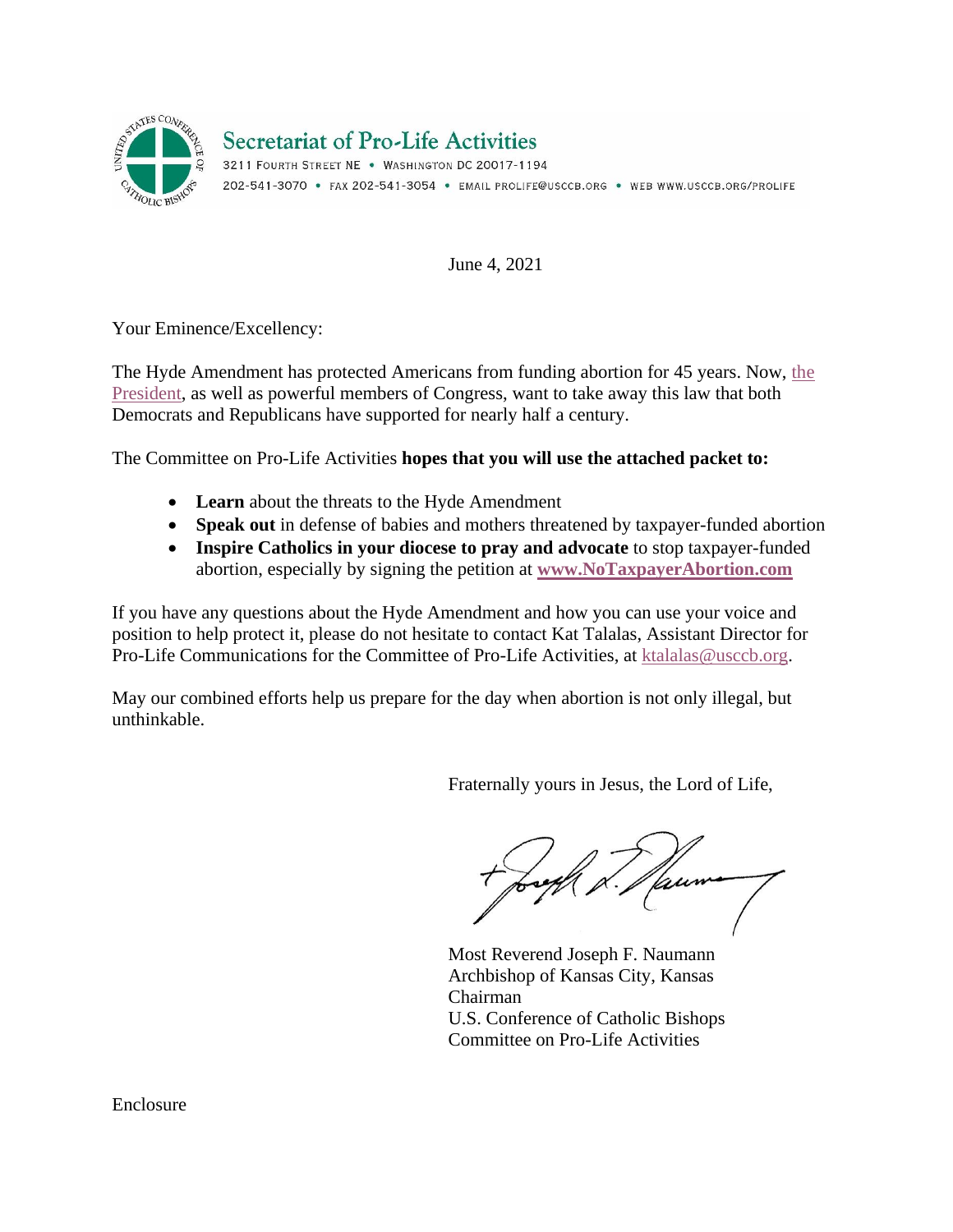**Secretariat of Pro-Life Activities**

3211 Fourth Street NE • Washington DC 20017-1194

202-541-3070 • FAX 202-541-3054 • EMAIL PROLIFE@USCCB.ORG • WEB WWW.USCCB.ORG/PROLIFE

June 4, 2021

Your Eminence/Excellency:

The Hyde Amendment has protected Americans from funding abortion for 45 years. Now, the President, as well as powerful members of Congress, want to take away this law that both Democrats and Republicans have supported for nearly half a century.

The Committee on Pro-Life Activities **hopes that you will use the attached packet to:**

- **Learn** about the threats to the Hyde Amendment
- **Speak out** in defense of babies and mothers threatened by taxpayer-funded abortion
- **Inspire Catholics in your diocese to pray and advocate** to stop taxpayer-funded abortion, especially by signing the petition at **www.NoTaxpayerAbortion.com**

If you have any questions about the Hyde Amendment and how you can use your voice and position to help protect it, please do not hesitate to contact Kat Talalas, Assistant Director for Pro-Life Communications for the Committee of Pro-Life Activities, at ktalalas@usccb.org.

May our combined efforts help us prepare for the day when abortion is not only illegal, but unthinkable.

Fraternally yours in Jesus, the Lord of Life,

Most Reverend Joseph F. Naumann
Archbishop of Kansas City, Kansas
Chairman
U.S. Conference of Catholic Bishops
Committee on Pro-Life Activities

Enclosure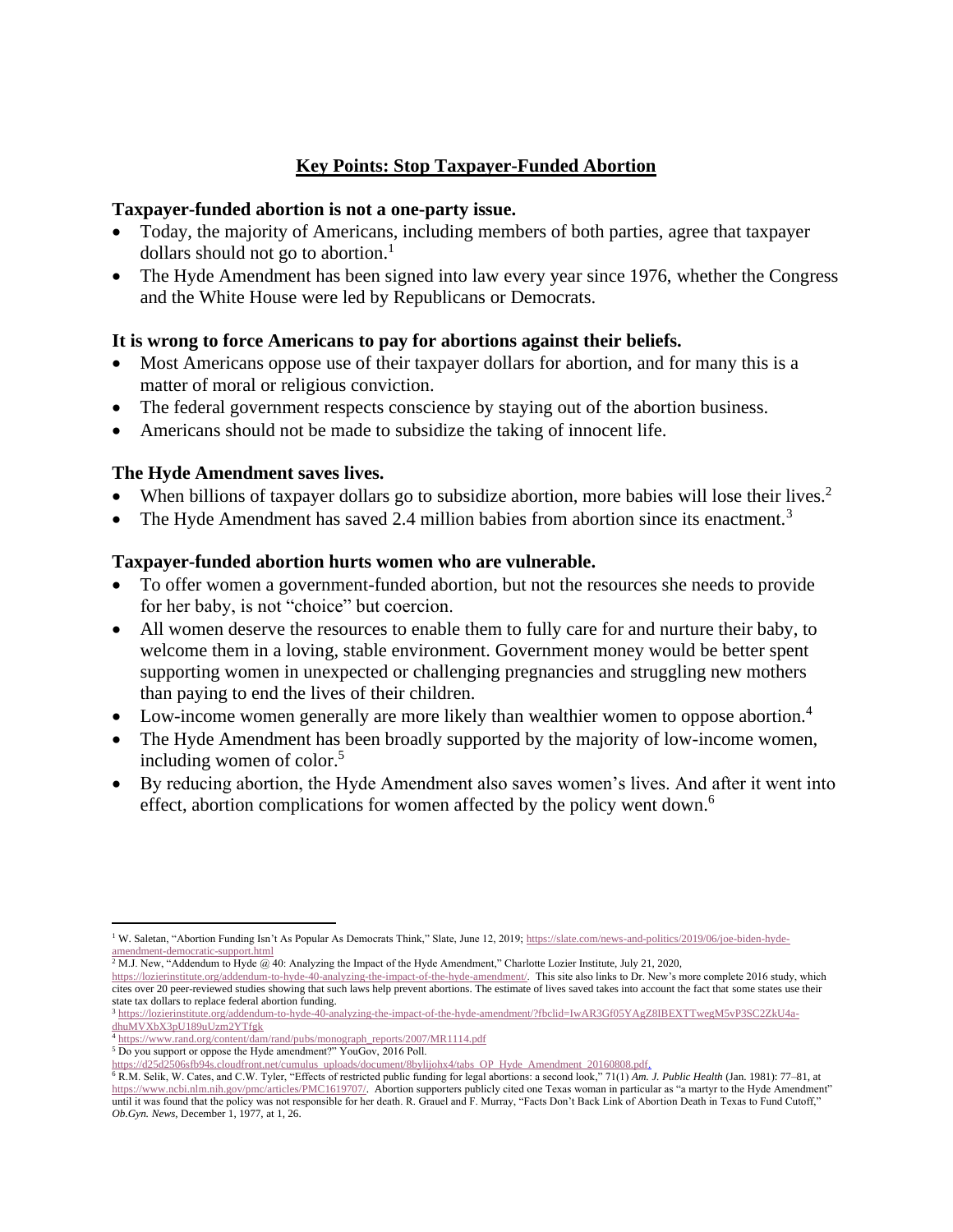## Key Points: Stop Taxpayer-Funded Abortion

**Taxpayer-funded abortion is not a one-party issue.**

- Today, the majority of Americans, including members of both parties, agree that taxpayer dollars should not go to abortion.[1]
- The Hyde Amendment has been signed into law every year since 1976, whether the Congress and the White House were led by Republicans or Democrats.

**It is wrong to force Americans to pay for abortions against their beliefs.**

- Most Americans oppose use of their taxpayer dollars for abortion, and for many this is a matter of moral or religious conviction.
- The federal government respects conscience by staying out of the abortion business.
- Americans should not be made to subsidize the taking of innocent life.

**The Hyde Amendment saves lives.**

- When billions of taxpayer dollars go to subsidize abortion, more babies will lose their lives.[2]
- The Hyde Amendment has saved 2.4 million babies from abortion since its enactment.[3]

**Taxpayer-funded abortion hurts women who are vulnerable.**

- To offer women a government-funded abortion, but not the resources she needs to provide for her baby, is not "choice" but coercion.
- All women deserve the resources to enable them to fully care for and nurture their baby, to welcome them in a loving, stable environment. Government money would be better spent supporting women in unexpected or challenging pregnancies and struggling new mothers than paying to end the lives of their children.
- Low-income women generally are more likely than wealthier women to oppose abortion.[4]
- The Hyde Amendment has been broadly supported by the majority of low-income women, including women of color.[5]
- By reducing abortion, the Hyde Amendment also saves women's lives. And after it went into effect, abortion complications for women affected by the policy went down.[6]

---

[1] W. Saletan, "Abortion Funding Isn't As Popular As Democrats Think," Slate, June 12, 2019; https://slate.com/news-and-politics/2019/06/joe-biden-hyde-amendment-democratic-support.html

[2] M.J. New, "Addendum to Hyde @ 40: Analyzing the Impact of the Hyde Amendment," Charlotte Lozier Institute, July 21, 2020, https://lozierinstitute.org/addendum-to-hyde-40-analyzing-the-impact-of-the-hyde-amendment/. This site also links to Dr. New's more complete 2016 study, which cites over 20 peer-reviewed studies showing that such laws help prevent abortions. The estimate of lives saved takes into account the fact that some states use their state tax dollars to replace federal abortion funding.

[3] https://lozierinstitute.org/addendum-to-hyde-40-analyzing-the-impact-of-the-hyde-amendment/?fbclid=IwAR3Gf05YAgZ8IBEXTTwegM5vP3SC2ZkU4a-dhuMVXbX3pU189uUzm2YTfgk

[4] https://www.rand.org/content/dam/rand/pubs/monograph_reports/2007/MR1114.pdf

[5] Do you support or oppose the Hyde amendment?" YouGov, 2016 Poll. https://d25d2506sfb94s.cloudfront.net/cumulus_uploads/document/8bylijohx4/tabs_OP_Hyde_Amendment_20160808.pdf.

[6] R.M. Selik, W. Cates, and C.W. Tyler, "Effects of restricted public funding for legal abortions: a second look," 71(1) *Am. J. Public Health* (Jan. 1981): 77–81, at https://www.ncbi.nlm.nih.gov/pmc/articles/PMC1619707/. Abortion supporters publicly cited one Texas woman in particular as "a martyr to the Hyde Amendment" until it was found that the policy was not responsible for her death. R. Grauel and F. Murray, "Facts Don't Back Link of Abortion Death in Texas to Fund Cutoff," *Ob.Gyn. News*, December 1, 1977, at 1, 26.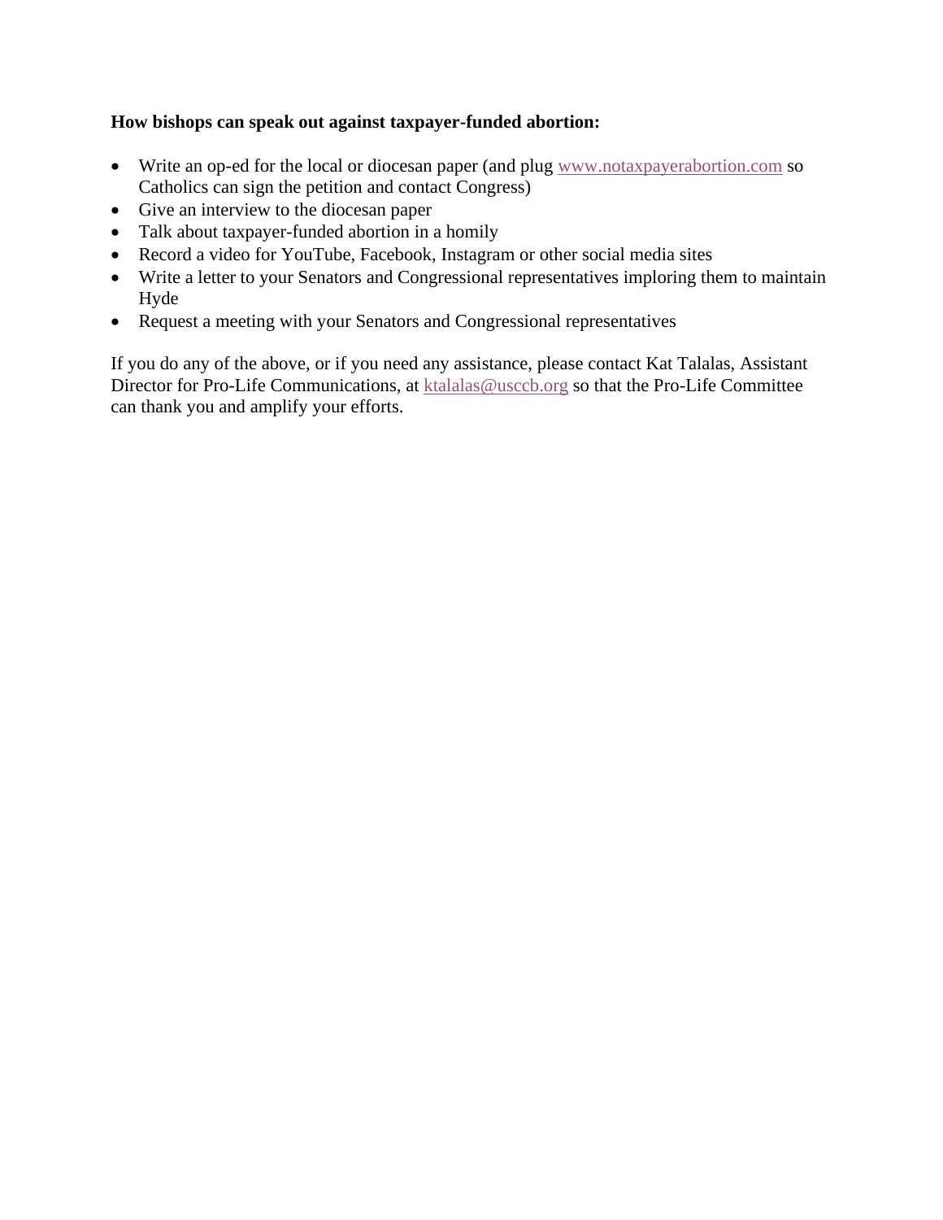**How bishops can speak out against taxpayer-funded abortion:**

- Write an op-ed for the local or diocesan paper (and plug www.notaxpayerabortion.com so Catholics can sign the petition and contact Congress)
- Give an interview to the diocesan paper
- Talk about taxpayer-funded abortion in a homily
- Record a video for YouTube, Facebook, Instagram or other social media sites
- Write a letter to your Senators and Congressional representatives imploring them to maintain Hyde
- Request a meeting with your Senators and Congressional representatives

If you do any of the above, or if you need any assistance, please contact Kat Talalas, Assistant Director for Pro-Life Communications, at ktalalas@usccb.org so that the Pro-Life Committee can thank you and amplify your efforts.